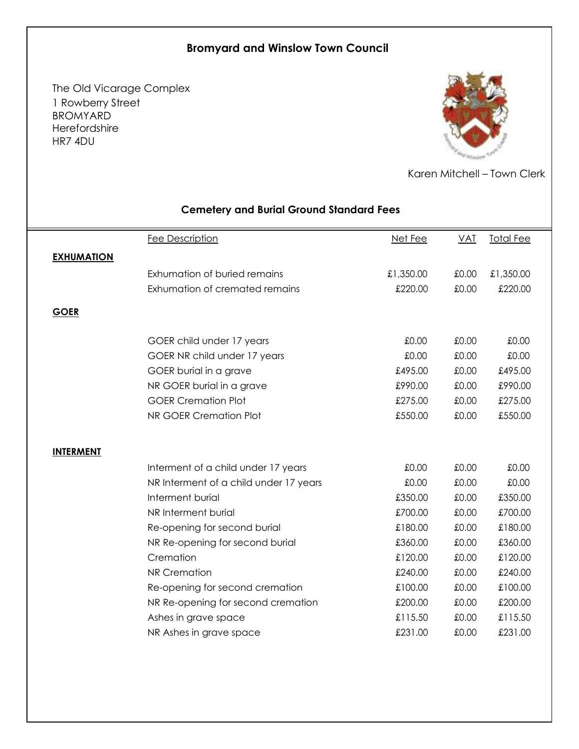# Bromyard and Winslow Town Council

The Old Vicarage Complex
1 Rowberry Street
BROMYARD
Herefordshire
HR7 4DU

Karen Mitchell – Town Clerk

## Cemetery and Burial Ground Standard Fees

| | Fee Description | Net Fee | VAT | Total Fee |
|---|---|---|---|---|
| **EXHUMATION** | | | | |
| | Exhumation of buried remains | £1,350.00 | £0.00 | £1,350.00 |
| | Exhumation of cremated remains | £220.00 | £0.00 | £220.00 |
| **GOER** | | | | |
| | GOER child under 17 years | £0.00 | £0.00 | £0.00 |
| | GOER NR child under 17 years | £0.00 | £0.00 | £0.00 |
| | GOER burial in a grave | £495.00 | £0.00 | £495.00 |
| | NR GOER burial in a grave | £990.00 | £0.00 | £990.00 |
| | GOER Cremation Plot | £275.00 | £0.00 | £275.00 |
| | NR GOER Cremation Plot | £550.00 | £0.00 | £550.00 |
| **INTERMENT** | | | | |
| | Interment of a child under 17 years | £0.00 | £0.00 | £0.00 |
| | NR Interment of a child under 17 years | £0.00 | £0.00 | £0.00 |
| | Interment burial | £350.00 | £0.00 | £350.00 |
| | NR Interment burial | £700.00 | £0.00 | £700.00 |
| | Re-opening for second burial | £180.00 | £0.00 | £180.00 |
| | NR Re-opening for second burial | £360.00 | £0.00 | £360.00 |
| | Cremation | £120.00 | £0.00 | £120.00 |
| | NR Cremation | £240.00 | £0.00 | £240.00 |
| | Re-opening for second cremation | £100.00 | £0.00 | £100.00 |
| | NR Re-opening for second cremation | £200.00 | £0.00 | £200.00 |
| | Ashes in grave space | £115.50 | £0.00 | £115.50 |
| | NR Ashes in grave space | £231.00 | £0.00 | £231.00 |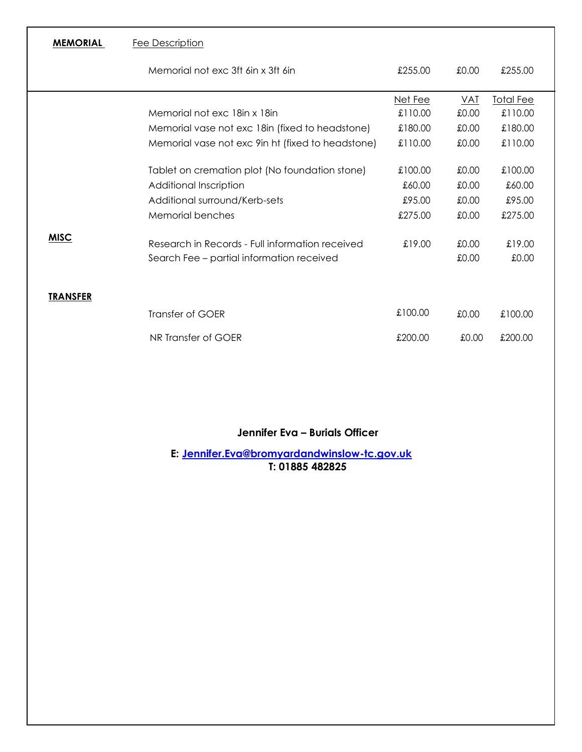| | | | | |
|---|---|---|---|---|
| **MEMORIAL** | Fee Description | | | |
| | Memorial not exc 3ft 6in x 3ft 6in | £255.00 | £0.00 | £255.00 |
| | | Net Fee | VAT | Total Fee |
| | Memorial not exc 18in x 18in | £110.00 | £0.00 | £110.00 |
| | Memorial vase not exc 18in (fixed to headstone) | £180.00 | £0.00 | £180.00 |
| | Memorial vase not exc 9in ht (fixed to headstone) | £110.00 | £0.00 | £110.00 |
| | Tablet on cremation plot (No foundation stone) | £100.00 | £0.00 | £100.00 |
| | Additional Inscription | £60.00 | £0.00 | £60.00 |
| | Additional surround/Kerb-sets | £95.00 | £0.00 | £95.00 |
| | Memorial benches | £275.00 | £0.00 | £275.00 |
| **MISC** | Research in Records - Full information received | £19.00 | £0.00 | £19.00 |
| | Search Fee – partial information received | | £0.00 | £0.00 |
| **TRANSFER** | | | | |
| | Transfer of GOER | £100.00 | £0.00 | £100.00 |
| | NR Transfer of GOER | £200.00 | £0.00 | £200.00 |

**Jennifer Eva – Burials Officer**

**E: Jennifer.Eva@bromyardandwinslow-tc.gov.uk**
**T: 01885 482825**